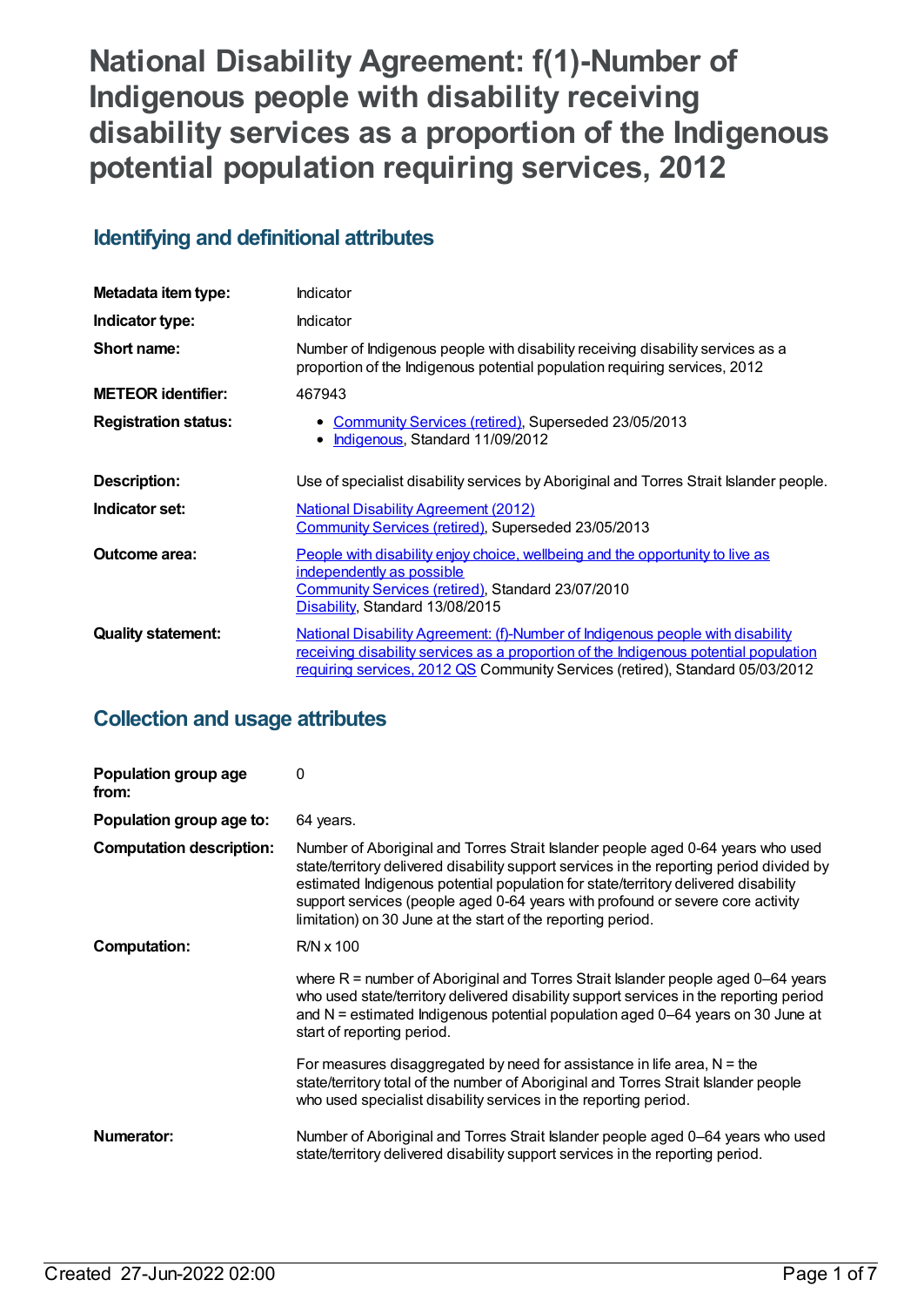# National Disability Agreement: f(1)-Number of Indigenous people with disability receiving disability services as a proportion of the Indigenous potential population requiring services, 2012

## Identifying and definitional attributes

| | |
|---|---|
| **Metadata item type:** | Indicator |
| **Indicator type:** | Indicator |
| **Short name:** | Number of Indigenous people with disability receiving disability services as a proportion of the Indigenous potential population requiring services, 2012 |
| **METEOR identifier:** | 467943 |
| **Registration status:** | • Community Services (retired), Superseded 23/05/2013<br>• Indigenous, Standard 11/09/2012 |
| **Description:** | Use of specialist disability services by Aboriginal and Torres Strait Islander people. |
| **Indicator set:** | National Disability Agreement (2012)<br>Community Services (retired), Superseded 23/05/2013 |
| **Outcome area:** | People with disability enjoy choice, wellbeing and the opportunity to live as independently as possible<br>Community Services (retired), Standard 23/07/2010<br>Disability, Standard 13/08/2015 |
| **Quality statement:** | National Disability Agreement: (f)-Number of Indigenous people with disability receiving disability services as a proportion of the Indigenous potential population requiring services, 2012 QS Community Services (retired), Standard 05/03/2012 |

## Collection and usage attributes

| | |
|---|---|
| **Population group age from:** | 0 |
| **Population group age to:** | 64 years. |
| **Computation description:** | Number of Aboriginal and Torres Strait Islander people aged 0-64 years who used state/territory delivered disability support services in the reporting period divided by estimated Indigenous potential population for state/territory delivered disability support services (people aged 0-64 years with profound or severe core activity limitation) on 30 June at the start of the reporting period. |
| **Computation:** | R/N x 100<br><br>where R = number of Aboriginal and Torres Strait Islander people aged 0–64 years who used state/territory delivered disability support services in the reporting period and N = estimated Indigenous potential population aged 0–64 years on 30 June at start of reporting period.<br><br>For measures disaggregated by need for assistance in life area, N = the state/territory total of the number of Aboriginal and Torres Strait Islander people who used specialist disability services in the reporting period. |
| **Numerator:** | Number of Aboriginal and Torres Strait Islander people aged 0–64 years who used state/territory delivered disability support services in the reporting period. |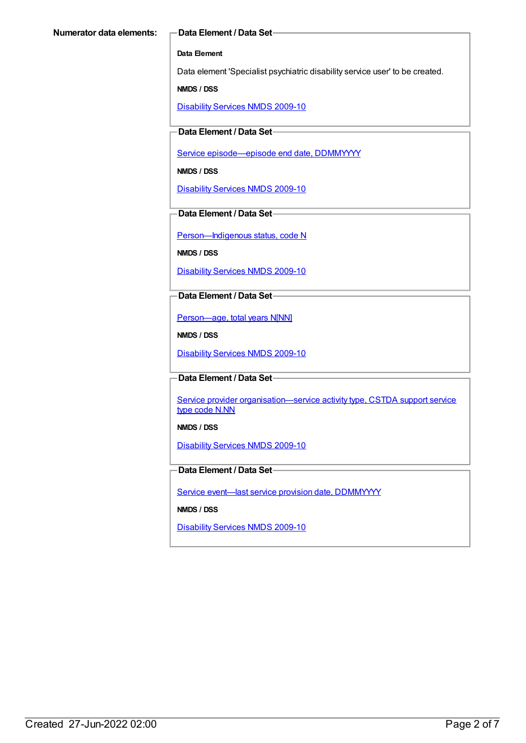**Numerator data elements:**

**Data Element / Data Set**

**Data Element**

Data element 'Specialist psychiatric disability service user' to be created.

**NMDS / DSS**

Disability Services NMDS 2009-10

**Data Element / Data Set**

Service episode—episode end date, DDMMYYYY

**NMDS / DSS**

Disability Services NMDS 2009-10

**Data Element / Data Set**

Person—Indigenous status, code N

**NMDS / DSS**

Disability Services NMDS 2009-10

**Data Element / Data Set**

Person—age, total years N[NN]

**NMDS / DSS**

Disability Services NMDS 2009-10

**Data Element / Data Set**

Service provider organisation—service activity type, CSTDA support service type code N.NN

**NMDS / DSS**

Disability Services NMDS 2009-10

**Data Element / Data Set**

Service event—last service provision date, DDMMYYYY

**NMDS / DSS**

Disability Services NMDS 2009-10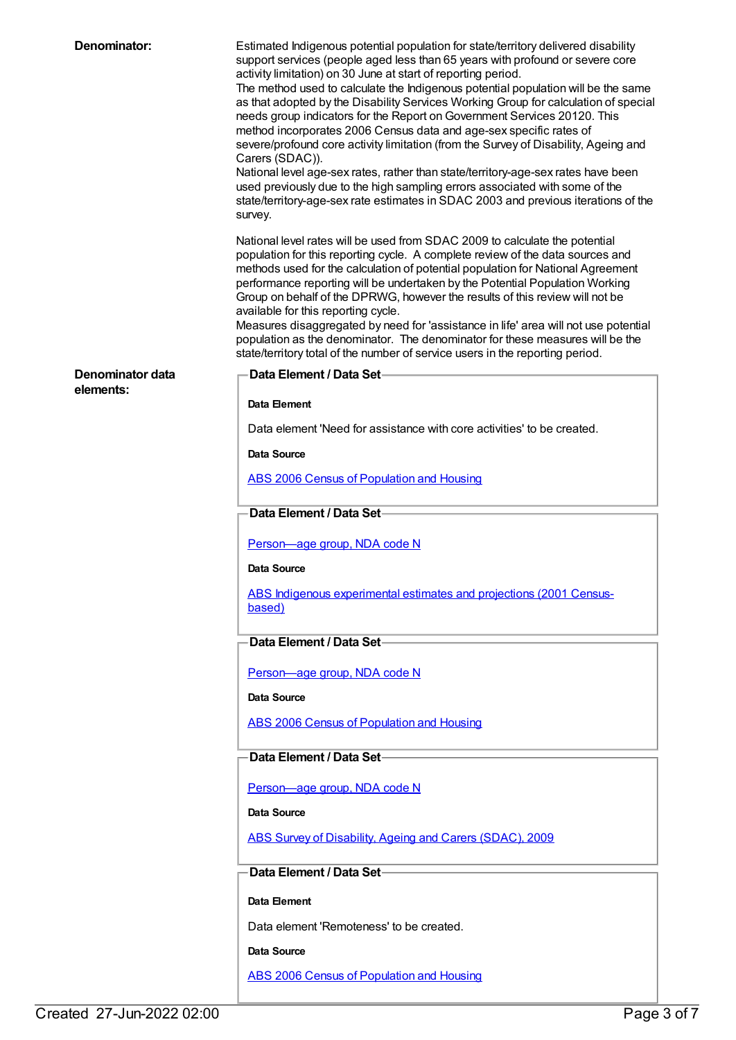**Denominator:**

Estimated Indigenous potential population for state/territory delivered disability support services (people aged less than 65 years with profound or severe core activity limitation) on 30 June at start of reporting period.

The method used to calculate the Indigenous potential population will be the same as that adopted by the Disability Services Working Group for calculation of special needs group indicators for the Report on Government Services 20120. This method incorporates 2006 Census data and age-sex specific rates of severe/profound core activity limitation (from the Survey of Disability, Ageing and Carers (SDAC)).

National level age-sex rates, rather than state/territory-age-sex rates have been used previously due to the high sampling errors associated with some of the state/territory-age-sex rate estimates in SDAC 2003 and previous iterations of the survey.

National level rates will be used from SDAC 2009 to calculate the potential population for this reporting cycle. A complete review of the data sources and methods used for the calculation of potential population for National Agreement performance reporting will be undertaken by the Potential Population Working Group on behalf of the DPRWG, however the results of this review will not be available for this reporting cycle.

Measures disaggregated by need for 'assistance in life' area will not use potential population as the denominator. The denominator for these measures will be the state/territory total of the number of service users in the reporting period.

**Denominator data elements:**

**Data Element / Data Set**

**Data Element**

Data element 'Need for assistance with core activities' to be created.

**Data Source**

ABS 2006 Census of Population and Housing

**Data Element / Data Set**

Person—age group, NDA code N

**Data Source**

ABS Indigenous experimental estimates and projections (2001 Census-based)

**Data Element / Data Set**

Person—age group, NDA code N

**Data Source**

ABS 2006 Census of Population and Housing

**Data Element / Data Set**

Person—age group, NDA code N

**Data Source**

ABS Survey of Disability, Ageing and Carers (SDAC), 2009

**Data Element / Data Set**

**Data Element**

Data element 'Remoteness' to be created.

**Data Source**

ABS 2006 Census of Population and Housing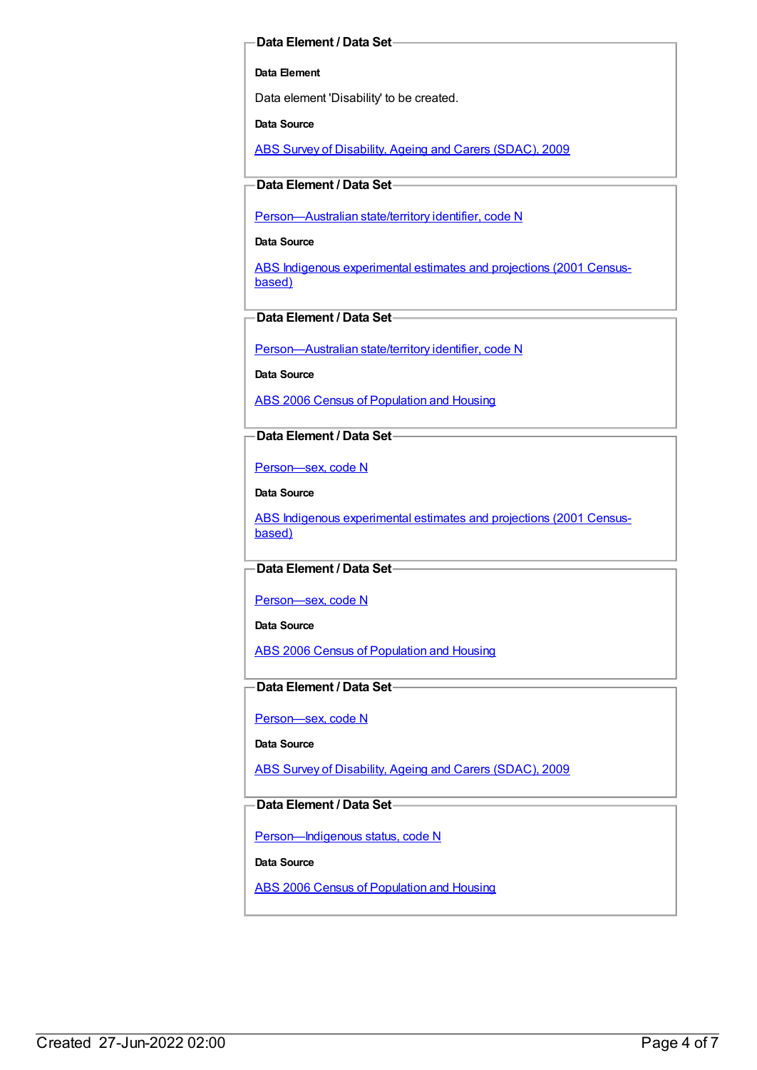### Data Element / Data Set

**Data Element**

Data element 'Disability' to be created.

**Data Source**

ABS Survey of Disability, Ageing and Carers (SDAC), 2009

### Data Element / Data Set

Person—Australian state/territory identifier, code N

**Data Source**

ABS Indigenous experimental estimates and projections (2001 Census-based)

### Data Element / Data Set

Person—Australian state/territory identifier, code N

**Data Source**

ABS 2006 Census of Population and Housing

### Data Element / Data Set

Person—sex, code N

**Data Source**

ABS Indigenous experimental estimates and projections (2001 Census-based)

### Data Element / Data Set

Person—sex, code N

**Data Source**

ABS 2006 Census of Population and Housing

### Data Element / Data Set

Person—sex, code N

**Data Source**

ABS Survey of Disability, Ageing and Carers (SDAC), 2009

### Data Element / Data Set

Person—Indigenous status, code N

**Data Source**

ABS 2006 Census of Population and Housing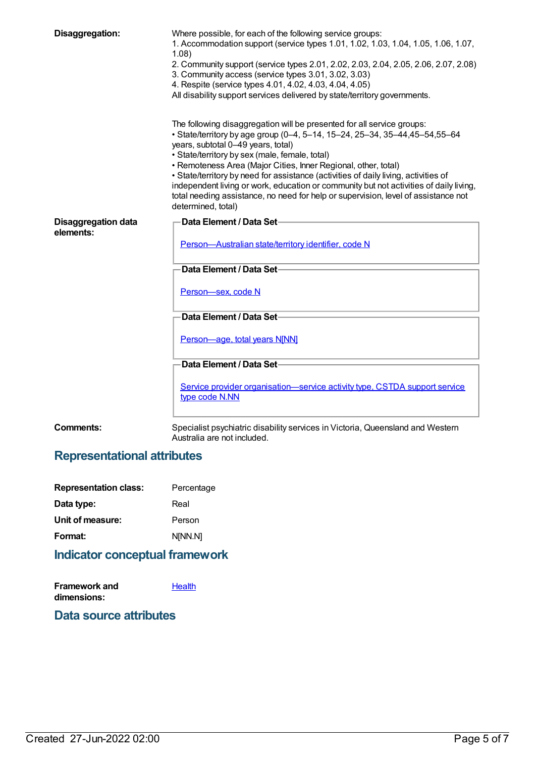**Disaggregation:**

Where possible, for each of the following service groups:
1. Accommodation support (service types 1.01, 1.02, 1.03, 1.04, 1.05, 1.06, 1.07, 1.08)
2. Community support (service types 2.01, 2.02, 2.03, 2.04, 2.05, 2.06, 2.07, 2.08)
3. Community access (service types 3.01, 3.02, 3.03)
4. Respite (service types 4.01, 4.02, 4.03, 4.04, 4.05)
All disability support services delivered by state/territory governments.

The following disaggregation will be presented for all service groups:
• State/territory by age group (0–4, 5–14, 15–24, 25–34, 35–44,45–54,55–64 years, subtotal 0–49 years, total)
• State/territory by sex (male, female, total)
• Remoteness Area (Major Cities, Inner Regional, other, total)
• State/territory by need for assistance (activities of daily living, activities of independent living or work, education or community but not activities of daily living, total needing assistance, no need for help or supervision, level of assistance not determined, total)

**Disaggregation data elements:**

**Data Element / Data Set**

Person—Australian state/territory identifier, code N

**Data Element / Data Set**

Person—sex, code N

**Data Element / Data Set**

Person—age, total years N[NN]

**Data Element / Data Set**

Service provider organisation—service activity type, CSTDA support service type code N.NN

**Comments:**

Specialist psychiatric disability services in Victoria, Queensland and Western Australia are not included.

## Representational attributes

**Representation class:** Percentage

**Data type:** Real

**Unit of measure:** Person

**Format:** N[NN.N]

## Indicator conceptual framework

**Framework and dimensions:** Health

## Data source attributes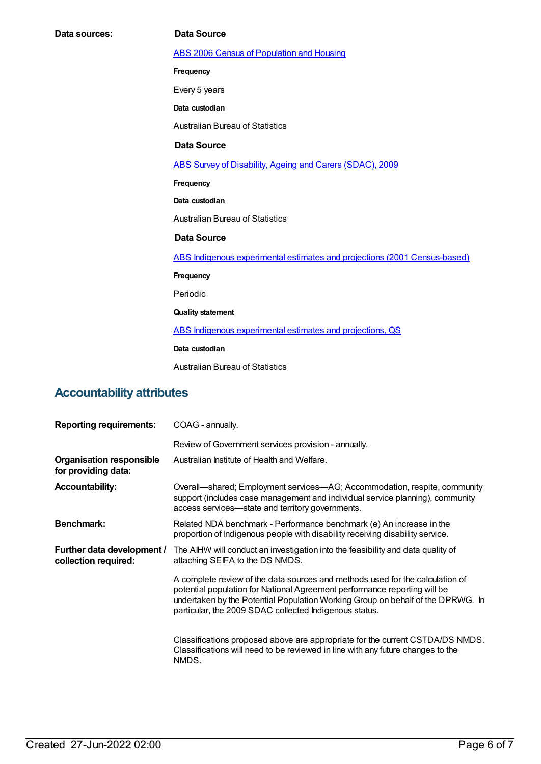**Data sources:**

**Data Source**

ABS 2006 Census of Population and Housing

**Frequency**

Every 5 years

**Data custodian**

Australian Bureau of Statistics

**Data Source**

ABS Survey of Disability, Ageing and Carers (SDAC), 2009

**Frequency**

**Data custodian**

Australian Bureau of Statistics

**Data Source**

ABS Indigenous experimental estimates and projections (2001 Census-based)

**Frequency**

Periodic

**Quality statement**

ABS Indigenous experimental estimates and projections, QS

**Data custodian**

Australian Bureau of Statistics

## Accountability attributes

**Reporting requirements:** COAG - annually.

Review of Government services provision - annually.

**Organisation responsible for providing data:** Australian Institute of Health and Welfare.

**Accountability:** Overall—shared; Employment services—AG; Accommodation, respite, community support (includes case management and individual service planning), community access services—state and territory governments.

**Benchmark:** Related NDA benchmark - Performance benchmark (e) An increase in the proportion of Indigenous people with disability receiving disability service.

**Further data development / collection required:** The AIHW will conduct an investigation into the feasibility and data quality of attaching SEIFA to the DS NMDS.

A complete review of the data sources and methods used for the calculation of potential population for National Agreement performance reporting will be undertaken by the Potential Population Working Group on behalf of the DPRWG. In particular, the 2009 SDAC collected Indigenous status.

Classifications proposed above are appropriate for the current CSTDA/DS NMDS. Classifications will need to be reviewed in line with any future changes to the NMDS.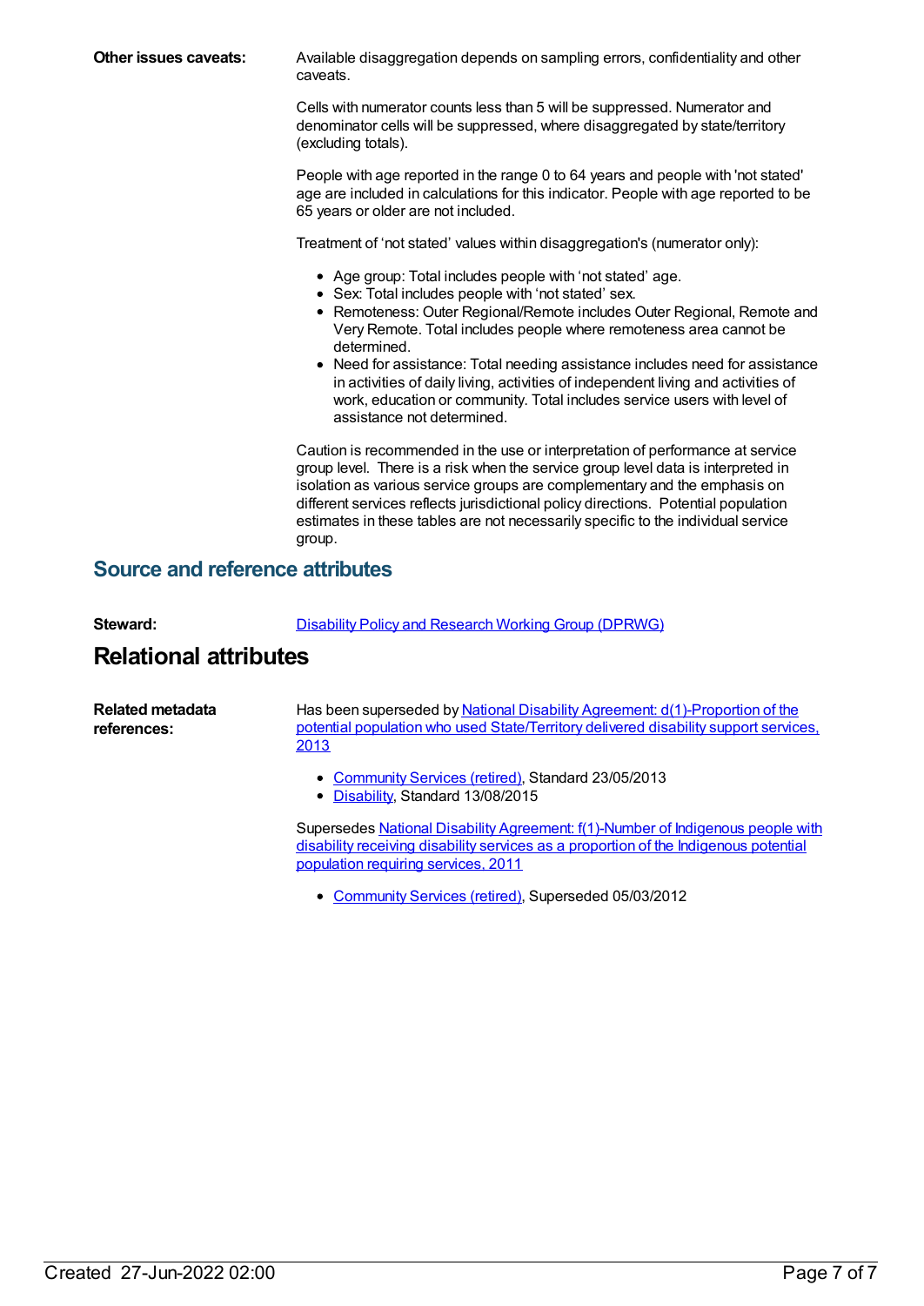**Other issues caveats:** Available disaggregation depends on sampling errors, confidentiality and other caveats.

Cells with numerator counts less than 5 will be suppressed. Numerator and denominator cells will be suppressed, where disaggregated by state/territory (excluding totals).

People with age reported in the range 0 to 64 years and people with 'not stated' age are included in calculations for this indicator. People with age reported to be 65 years or older are not included.

Treatment of 'not stated' values within disaggregation's (numerator only):

- Age group: Total includes people with 'not stated' age.
- Sex: Total includes people with 'not stated' sex.
- Remoteness: Outer Regional/Remote includes Outer Regional, Remote and Very Remote. Total includes people where remoteness area cannot be determined.
- Need for assistance: Total needing assistance includes need for assistance in activities of daily living, activities of independent living and activities of work, education or community. Total includes service users with level of assistance not determined.

Caution is recommended in the use or interpretation of performance at service group level. There is a risk when the service group level data is interpreted in isolation as various service groups are complementary and the emphasis on different services reflects jurisdictional policy directions. Potential population estimates in these tables are not necessarily specific to the individual service group.

## Source and reference attributes

**Steward:** Disability Policy and Research Working Group (DPRWG)

# Relational attributes

**Related metadata references:**

Has been superseded by National Disability Agreement: d(1)-Proportion of the potential population who used State/Territory delivered disability support services, 2013

- Community Services (retired), Standard 23/05/2013
- Disability, Standard 13/08/2015

Supersedes National Disability Agreement: f(1)-Number of Indigenous people with disability receiving disability services as a proportion of the Indigenous potential population requiring services, 2011

- Community Services (retired), Superseded 05/03/2012